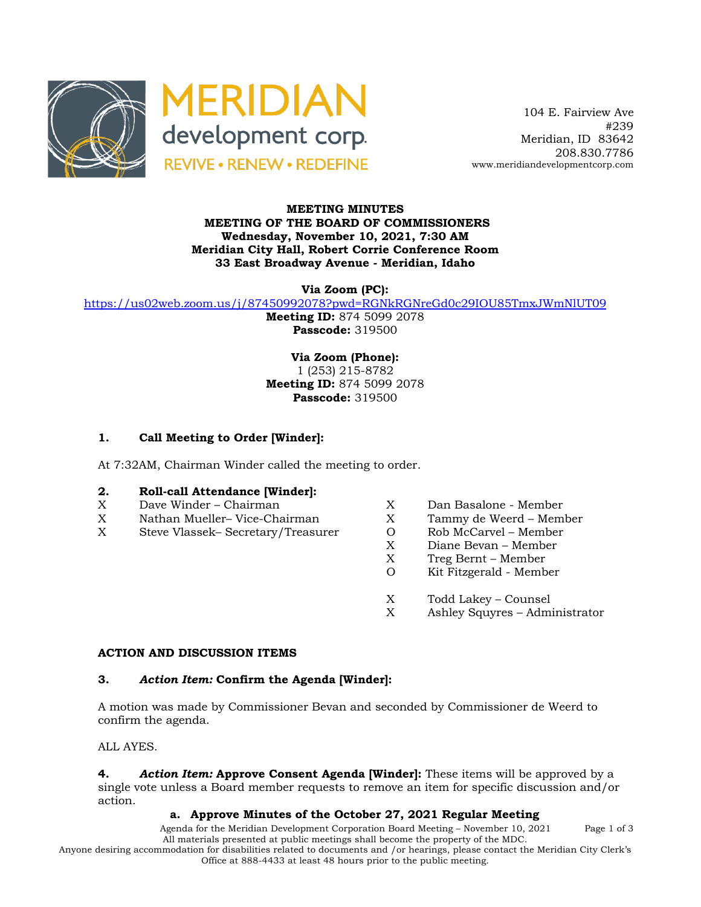MERIDIAN development corp.
REVIVE • RENEW • REDEFINE

104 E. Fairview Ave
#239
Meridian, ID 83642
208.830.7786
www.meridiandevelopmentcorp.com

**MEETING MINUTES**
**MEETING OF THE BOARD OF COMMISSIONERS**
**Wednesday, November 10, 2021, 7:30 AM**
**Meridian City Hall, Robert Corrie Conference Room**
**33 East Broadway Avenue - Meridian, Idaho**

**Via Zoom (PC):**
https://us02web.zoom.us/j/87450992078?pwd=RGNkRGNreGd0c29IOU85TmxJWmNlUT09
**Meeting ID:** 874 5099 2078
**Passcode:** 319500

**Via Zoom (Phone):**
1 (253) 215-8782
**Meeting ID:** 874 5099 2078
**Passcode:** 319500

## 1. Call Meeting to Order [Winder]:

At 7:32AM, Chairman Winder called the meeting to order.

## 2. Roll-call Attendance [Winder]:

X Dave Winder – Chairman
X Nathan Mueller– Vice-Chairman
X Steve Vlassek– Secretary/Treasurer
X Dan Basalone - Member
X Tammy de Weerd – Member
O Rob McCarvel – Member
X Diane Bevan – Member
X Treg Bernt – Member
O Kit Fitzgerald - Member

X Todd Lakey – Counsel
X Ashley Squyres – Administrator

## ACTION AND DISCUSSION ITEMS

## 3. *Action Item:* Confirm the Agenda [Winder]:

A motion was made by Commissioner Bevan and seconded by Commissioner de Weerd to confirm the agenda.

ALL AYES.

**4.** ***Action Item:*** **Approve Consent Agenda [Winder]:** These items will be approved by a single vote unless a Board member requests to remove an item for specific discussion and/or action.

**a. Approve Minutes of the October 27, 2021 Regular Meeting**

Agenda for the Meridian Development Corporation Board Meeting – November 10, 2021
All materials presented at public meetings shall become the property of the MDC.
Anyone desiring accommodation for disabilities related to documents and /or hearings, please contact the Meridian City Clerk's Office at 888-4433 at least 48 hours prior to the public meeting.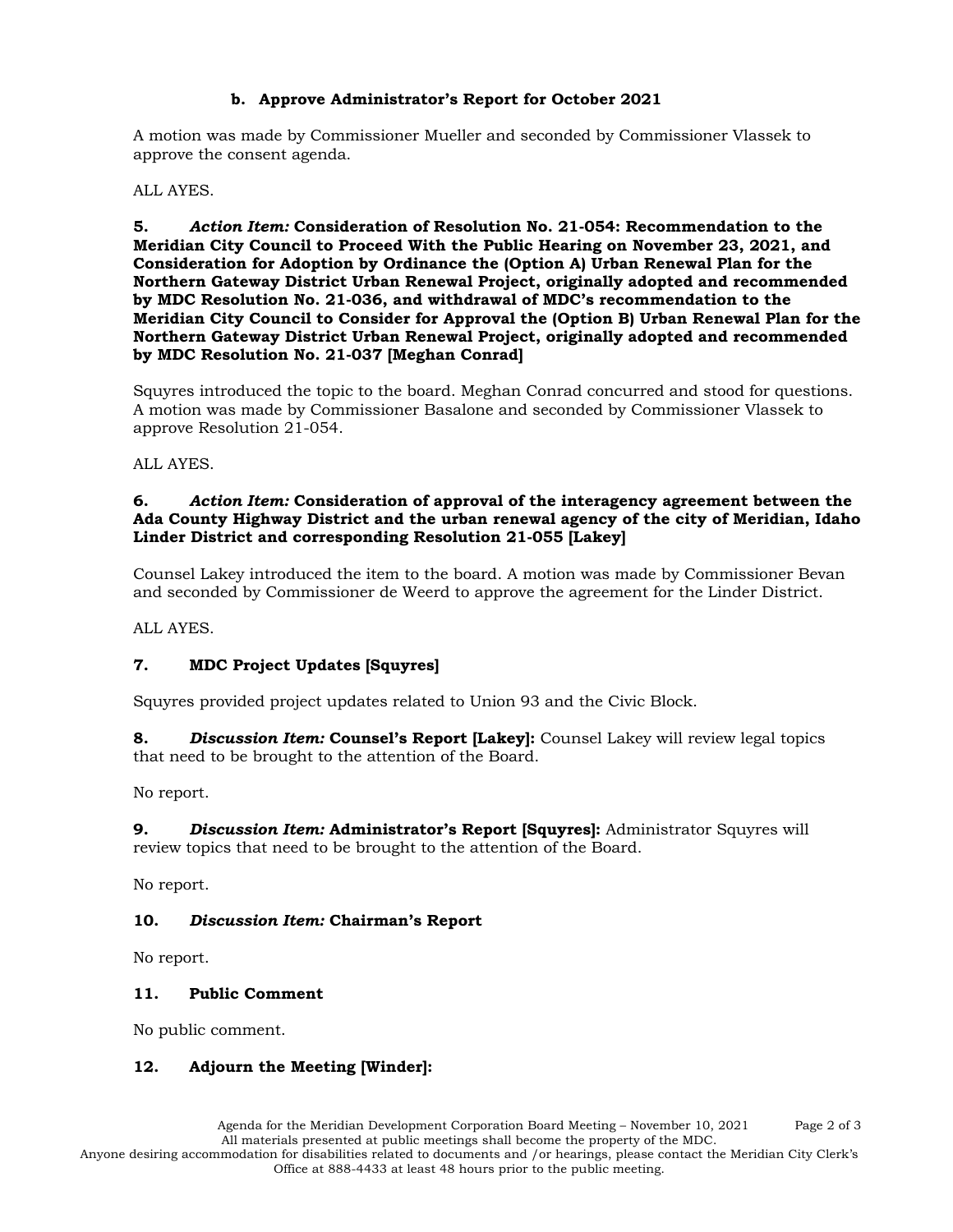**b. Approve Administrator's Report for October 2021**

A motion was made by Commissioner Mueller and seconded by Commissioner Vlassek to approve the consent agenda.

ALL AYES.

**5.** ***Action Item:*** **Consideration of Resolution No. 21-054: Recommendation to the Meridian City Council to Proceed With the Public Hearing on November 23, 2021, and Consideration for Adoption by Ordinance the (Option A) Urban Renewal Plan for the Northern Gateway District Urban Renewal Project, originally adopted and recommended by MDC Resolution No. 21-036, and withdrawal of MDC's recommendation to the Meridian City Council to Consider for Approval the (Option B) Urban Renewal Plan for the Northern Gateway District Urban Renewal Project, originally adopted and recommended by MDC Resolution No. 21-037 [Meghan Conrad]**

Squyres introduced the topic to the board. Meghan Conrad concurred and stood for questions. A motion was made by Commissioner Basalone and seconded by Commissioner Vlassek to approve Resolution 21-054.

ALL AYES.

**6.** ***Action Item:*** **Consideration of approval of the interagency agreement between the Ada County Highway District and the urban renewal agency of the city of Meridian, Idaho Linder District and corresponding Resolution 21-055 [Lakey]**

Counsel Lakey introduced the item to the board. A motion was made by Commissioner Bevan and seconded by Commissioner de Weerd to approve the agreement for the Linder District.

ALL AYES.

**7. MDC Project Updates [Squyres]**

Squyres provided project updates related to Union 93 and the Civic Block.

**8.** ***Discussion Item:*** **Counsel's Report [Lakey]:** Counsel Lakey will review legal topics that need to be brought to the attention of the Board.

No report.

**9.** ***Discussion Item:*** **Administrator's Report [Squyres]:** Administrator Squyres will review topics that need to be brought to the attention of the Board.

No report.

**10.** ***Discussion Item:*** **Chairman's Report**

No report.

**11. Public Comment**

No public comment.

**12. Adjourn the Meeting [Winder]:**

All materials presented at public meetings shall become the property of the MDC.
Anyone desiring accommodation for disabilities related to documents and /or hearings, please contact the Meridian City Clerk's Office at 888-4433 at least 48 hours prior to the public meeting.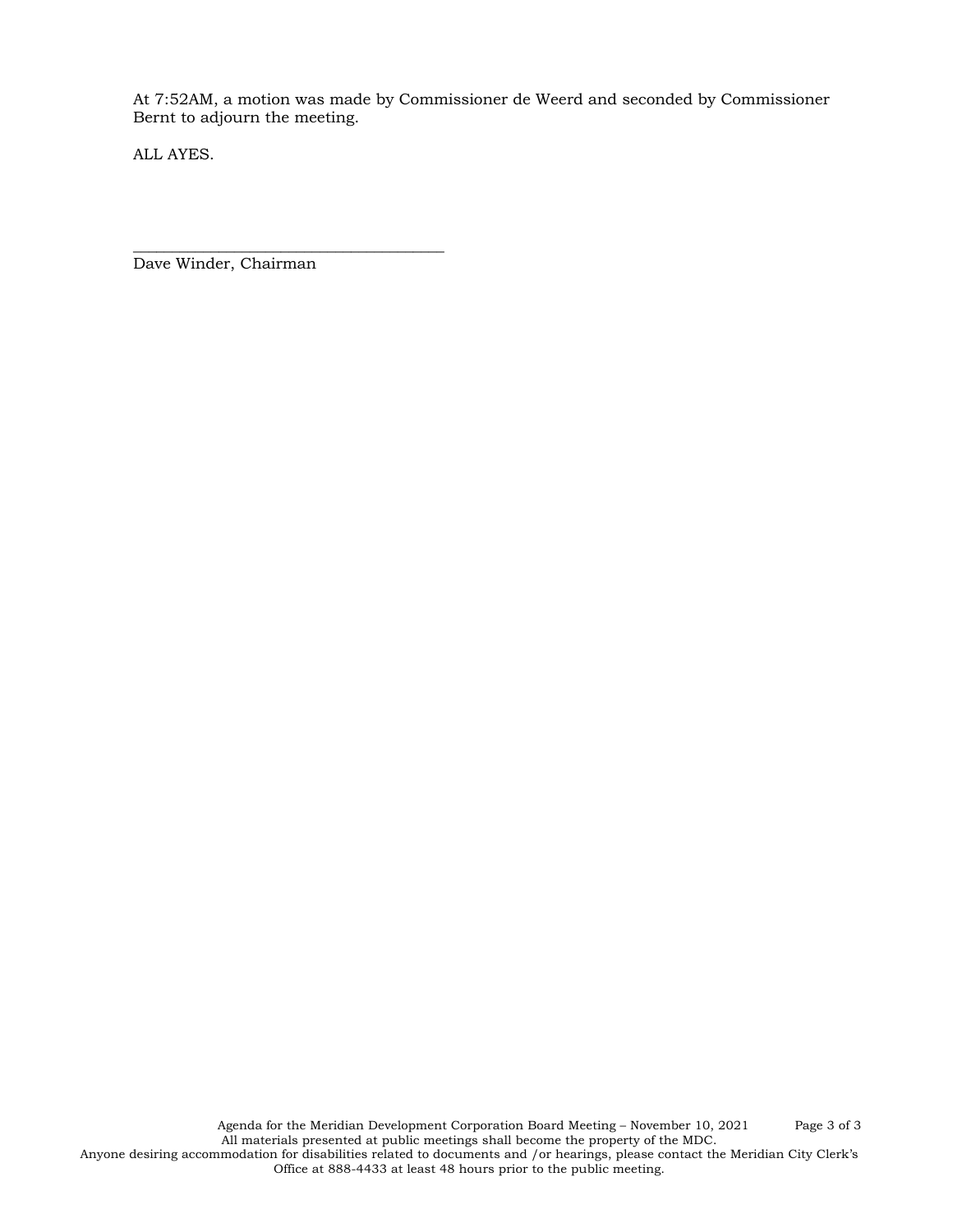At 7:52AM, a motion was made by Commissioner de Weerd and seconded by Commissioner Bernt to adjourn the meeting.

ALL AYES.

\_\_\_\_\_\_\_\_\_\_\_\_\_\_\_\_\_\_\_\_\_\_\_\_\_\_\_\_\_\_\_\_\_\_\_\_\_\_\_\_

Dave Winder, Chairman